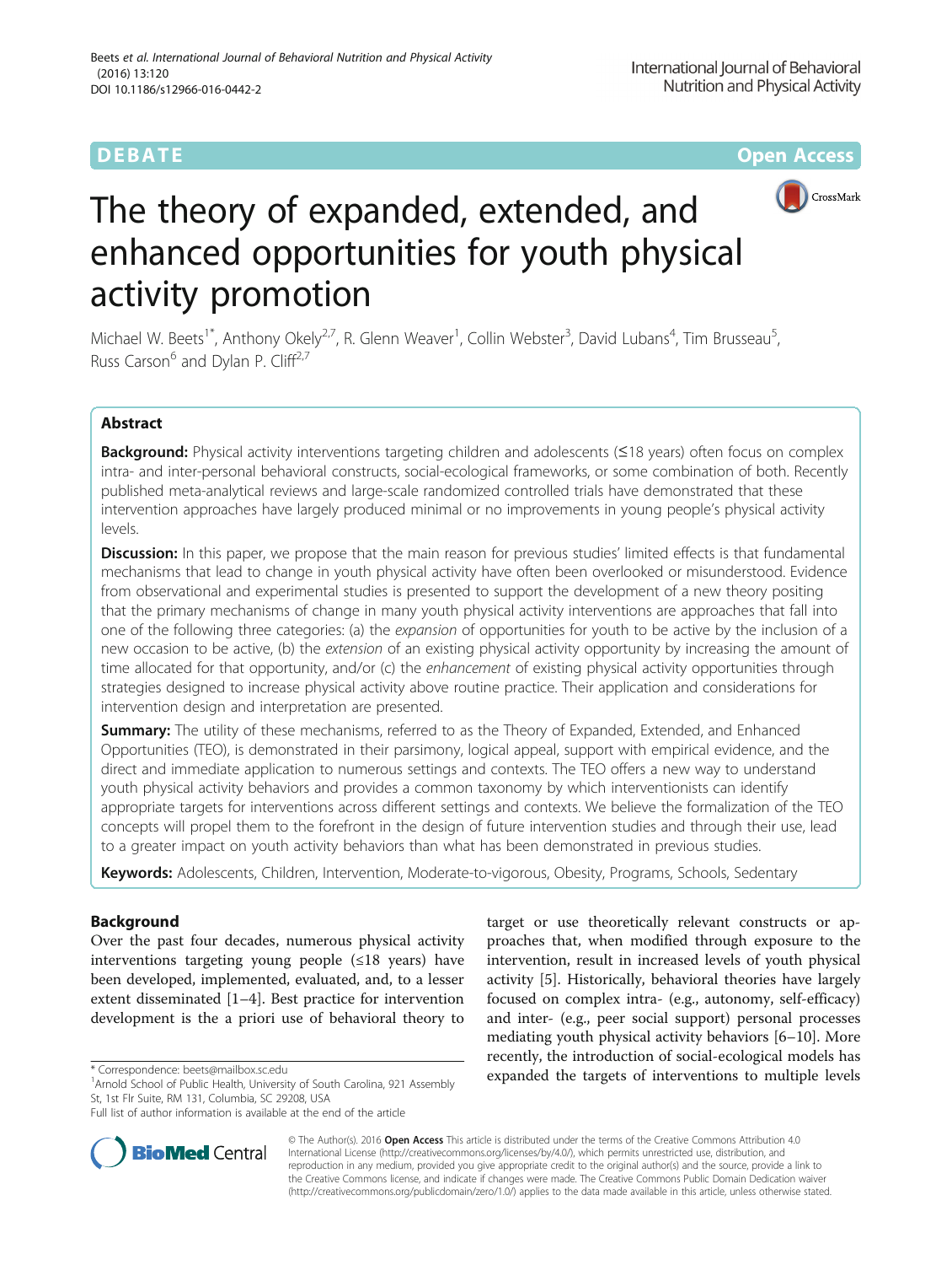DEBATE Open Access

# The theory of expanded, extended, and enhanced opportunities for youth physical activity promotion

Michael W. Beets[1*], Anthony Okely[2,7], R. Glenn Weaver[1], Collin Webster[3], David Lubans[4], Tim Brusseau[5], Russ Carson[6] and Dylan P. Cliff[2,7]

## Abstract

**Background:** Physical activity interventions targeting children and adolescents (≤18 years) often focus on complex intra- and inter-personal behavioral constructs, social-ecological frameworks, or some combination of both. Recently published meta-analytical reviews and large-scale randomized controlled trials have demonstrated that these intervention approaches have largely produced minimal or no improvements in young people's physical activity levels.

**Discussion:** In this paper, we propose that the main reason for previous studies' limited effects is that fundamental mechanisms that lead to change in youth physical activity have often been overlooked or misunderstood. Evidence from observational and experimental studies is presented to support the development of a new theory positing that the primary mechanisms of change in many youth physical activity interventions are approaches that fall into one of the following three categories: (a) the *expansion* of opportunities for youth to be active by the inclusion of a new occasion to be active, (b) the *extension* of an existing physical activity opportunity by increasing the amount of time allocated for that opportunity, and/or (c) the *enhancement* of existing physical activity opportunities through strategies designed to increase physical activity above routine practice. Their application and considerations for intervention design and interpretation are presented.

**Summary:** The utility of these mechanisms, referred to as the Theory of Expanded, Extended, and Enhanced Opportunities (TEO), is demonstrated in their parsimony, logical appeal, support with empirical evidence, and the direct and immediate application to numerous settings and contexts. The TEO offers a new way to understand youth physical activity behaviors and provides a common taxonomy by which interventionists can identify appropriate targets for interventions across different settings and contexts. We believe the formalization of the TEO concepts will propel them to the forefront in the design of future intervention studies and through their use, lead to a greater impact on youth activity behaviors than what has been demonstrated in previous studies.

**Keywords:** Adolescents, Children, Intervention, Moderate-to-vigorous, Obesity, Programs, Schools, Sedentary

## Background

Over the past four decades, numerous physical activity interventions targeting young people (≤18 years) have been developed, implemented, evaluated, and, to a lesser extent disseminated [1–4]. Best practice for intervention development is the a priori use of behavioral theory to target or use theoretically relevant constructs or approaches that, when modified through exposure to the intervention, result in increased levels of youth physical activity [5]. Historically, behavioral theories have largely focused on complex intra- (e.g., autonomy, self-efficacy) and inter- (e.g., peer social support) personal processes mediating youth physical activity behaviors [6–10]. More recently, the introduction of social-ecological models has expanded the targets of interventions to multiple levels

\* Correspondence: beets@mailbox.sc.edu
[1]Arnold School of Public Health, University of South Carolina, 921 Assembly St, 1st Flr Suite, RM 131, Columbia, SC 29208, USA
Full list of author information is available at the end of the article

© The Author(s). 2016 **Open Access** This article is distributed under the terms of the Creative Commons Attribution 4.0 International License (http://creativecommons.org/licenses/by/4.0/), which permits unrestricted use, distribution, and reproduction in any medium, provided you give appropriate credit to the original author(s) and the source, provide a link to the Creative Commons license, and indicate if changes were made. The Creative Commons Public Domain Dedication waiver (http://creativecommons.org/publicdomain/zero/1.0/) applies to the data made available in this article, unless otherwise stated.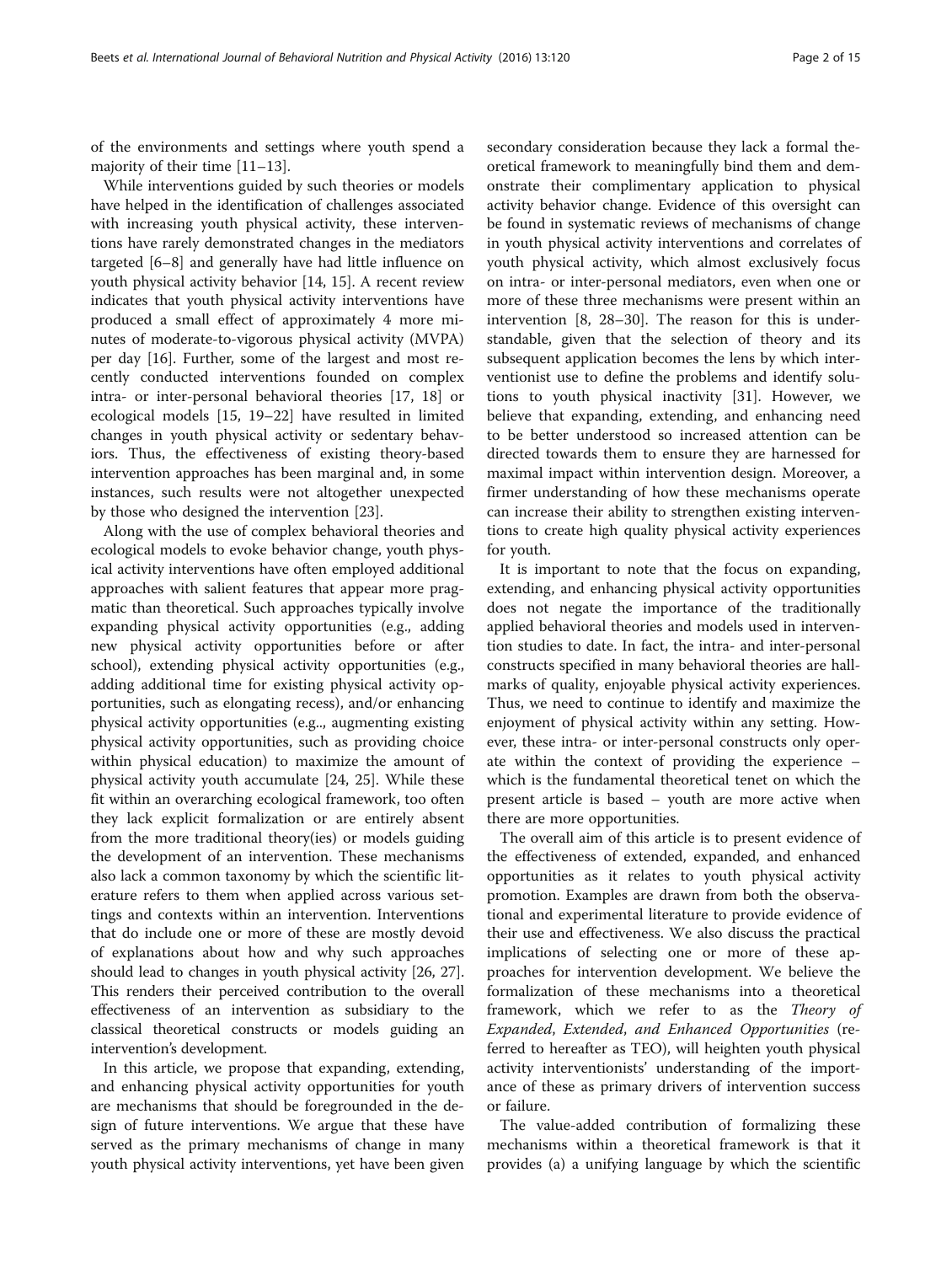of the environments and settings where youth spend a majority of their time [11–13].

While interventions guided by such theories or models have helped in the identification of challenges associated with increasing youth physical activity, these interventions have rarely demonstrated changes in the mediators targeted [6–8] and generally have had little influence on youth physical activity behavior [14, 15]. A recent review indicates that youth physical activity interventions have produced a small effect of approximately 4 more minutes of moderate-to-vigorous physical activity (MVPA) per day [16]. Further, some of the largest and most recently conducted interventions founded on complex intra- or inter-personal behavioral theories [17, 18] or ecological models [15, 19–22] have resulted in limited changes in youth physical activity or sedentary behaviors. Thus, the effectiveness of existing theory-based intervention approaches has been marginal and, in some instances, such results were not altogether unexpected by those who designed the intervention [23].

Along with the use of complex behavioral theories and ecological models to evoke behavior change, youth physical activity interventions have often employed additional approaches with salient features that appear more pragmatic than theoretical. Such approaches typically involve expanding physical activity opportunities (e.g., adding new physical activity opportunities before or after school), extending physical activity opportunities (e.g., adding additional time for existing physical activity opportunities, such as elongating recess), and/or enhancing physical activity opportunities (e.g.., augmenting existing physical activity opportunities, such as providing choice within physical education) to maximize the amount of physical activity youth accumulate [24, 25]. While these fit within an overarching ecological framework, too often they lack explicit formalization or are entirely absent from the more traditional theory(ies) or models guiding the development of an intervention. These mechanisms also lack a common taxonomy by which the scientific literature refers to them when applied across various settings and contexts within an intervention. Interventions that do include one or more of these are mostly devoid of explanations about how and why such approaches should lead to changes in youth physical activity [26, 27]. This renders their perceived contribution to the overall effectiveness of an intervention as subsidiary to the classical theoretical constructs or models guiding an intervention's development.

In this article, we propose that expanding, extending, and enhancing physical activity opportunities for youth are mechanisms that should be foregrounded in the design of future interventions. We argue that these have served as the primary mechanisms of change in many youth physical activity interventions, yet have been given secondary consideration because they lack a formal theoretical framework to meaningfully bind them and demonstrate their complimentary application to physical activity behavior change. Evidence of this oversight can be found in systematic reviews of mechanisms of change in youth physical activity interventions and correlates of youth physical activity, which almost exclusively focus on intra- or inter-personal mediators, even when one or more of these three mechanisms were present within an intervention [8, 28–30]. The reason for this is understandable, given that the selection of theory and its subsequent application becomes the lens by which interventionist use to define the problems and identify solutions to youth physical inactivity [31]. However, we believe that expanding, extending, and enhancing need to be better understood so increased attention can be directed towards them to ensure they are harnessed for maximal impact within intervention design. Moreover, a firmer understanding of how these mechanisms operate can increase their ability to strengthen existing interventions to create high quality physical activity experiences for youth.

It is important to note that the focus on expanding, extending, and enhancing physical activity opportunities does not negate the importance of the traditionally applied behavioral theories and models used in intervention studies to date. In fact, the intra- and inter-personal constructs specified in many behavioral theories are hallmarks of quality, enjoyable physical activity experiences. Thus, we need to continue to identify and maximize the enjoyment of physical activity within any setting. However, these intra- or inter-personal constructs only operate within the context of providing the experience – which is the fundamental theoretical tenet on which the present article is based – youth are more active when there are more opportunities.

The overall aim of this article is to present evidence of the effectiveness of extended, expanded, and enhanced opportunities as it relates to youth physical activity promotion. Examples are drawn from both the observational and experimental literature to provide evidence of their use and effectiveness. We also discuss the practical implications of selecting one or more of these approaches for intervention development. We believe the formalization of these mechanisms into a theoretical framework, which we refer to as the *Theory of Expanded, Extended, and Enhanced Opportunities* (referred to hereafter as TEO), will heighten youth physical activity interventionists' understanding of the importance of these as primary drivers of intervention success or failure.

The value-added contribution of formalizing these mechanisms within a theoretical framework is that it provides (a) a unifying language by which the scientific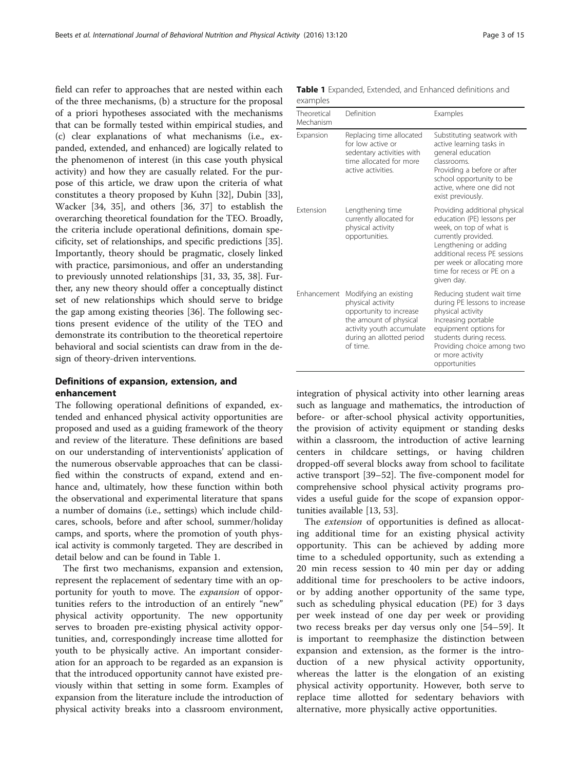field can refer to approaches that are nested within each of the three mechanisms, (b) a structure for the proposal of a priori hypotheses associated with the mechanisms that can be formally tested within empirical studies, and (c) clear explanations of what mechanisms (i.e., expanded, extended, and enhanced) are logically related to the phenomenon of interest (in this case youth physical activity) and how they are casually related. For the purpose of this article, we draw upon the criteria of what constitutes a theory proposed by Kuhn [32], Dubin [33], Wacker [34, 35], and others [36, 37] to establish the overarching theoretical foundation for the TEO. Broadly, the criteria include operational definitions, domain specificity, set of relationships, and specific predictions [35]. Importantly, theory should be pragmatic, closely linked with practice, parsimonious, and offer an understanding to previously unnoted relationships [31, 33, 35, 38]. Further, any new theory should offer a conceptually distinct set of new relationships which should serve to bridge the gap among existing theories [36]. The following sections present evidence of the utility of the TEO and demonstrate its contribution to the theoretical repertoire behavioral and social scientists can draw from in the design of theory-driven interventions.

## Definitions of expansion, extension, and enhancement

The following operational definitions of expanded, extended and enhanced physical activity opportunities are proposed and used as a guiding framework of the theory and review of the literature. These definitions are based on our understanding of interventionists' application of the numerous observable approaches that can be classified within the constructs of expand, extend and enhance and, ultimately, how these function within both the observational and experimental literature that spans a number of domains (i.e., settings) which include childcares, schools, before and after school, summer/holiday camps, and sports, where the promotion of youth physical activity is commonly targeted. They are described in detail below and can be found in Table 1.

The first two mechanisms, expansion and extension, represent the replacement of sedentary time with an opportunity for youth to move. The *expansion* of opportunities refers to the introduction of an entirely "new" physical activity opportunity. The new opportunity serves to broaden pre-existing physical activity opportunities, and, correspondingly increase time allotted for youth to be physically active. An important consideration for an approach to be regarded as an expansion is that the introduced opportunity cannot have existed previously within that setting in some form. Examples of expansion from the literature include the introduction of physical activity breaks into a classroom environment, integration of physical activity into other learning areas such as language and mathematics, the introduction of before- or after-school physical activity opportunities, the provision of activity equipment or standing desks within a classroom, the introduction of active learning centers in childcare settings, or having children dropped-off several blocks away from school to facilitate active transport [39–52]. The five-component model for comprehensive school physical activity programs provides a useful guide for the scope of expansion opportunities available [13, 53].

**Table 1** Expanded, Extended, and Enhanced definitions and examples

| Theoretical Mechanism | Definition | Examples |
|---|---|---|
| Expansion | Replacing time allocated for low active or sedentary activities with time allocated for more active activities. | Substituting seatwork with active learning tasks in general education classrooms. Providing a before or after school opportunity to be active, where one did not exist previously. |
| Extension | Lengthening time currently allocated for physical activity opportunities. | Providing additional physical education (PE) lessons per week, on top of what is currently provided. Lengthening or adding additional recess PE sessions per week or allocating more time for recess or PE on a given day. |
| Enhancement | Modifying an existing physical activity opportunity to increase the amount of physical activity youth accumulate during an allotted period of time. | Reducing student wait time during PE lessons to increase physical activity Increasing portable equipment options for students during recess. Providing choice among two or more activity opportunities |

The *extension* of opportunities is defined as allocating additional time for an existing physical activity opportunity. This can be achieved by adding more time to a scheduled opportunity, such as extending a 20 min recess session to 40 min per day or adding additional time for preschoolers to be active indoors, or by adding another opportunity of the same type, such as scheduling physical education (PE) for 3 days per week instead of one day per week or providing two recess breaks per day versus only one [54–59]. It is important to reemphasize the distinction between expansion and extension, as the former is the introduction of a new physical activity opportunity, whereas the latter is the elongation of an existing physical activity opportunity. However, both serve to replace time allotted for sedentary behaviors with alternative, more physically active opportunities.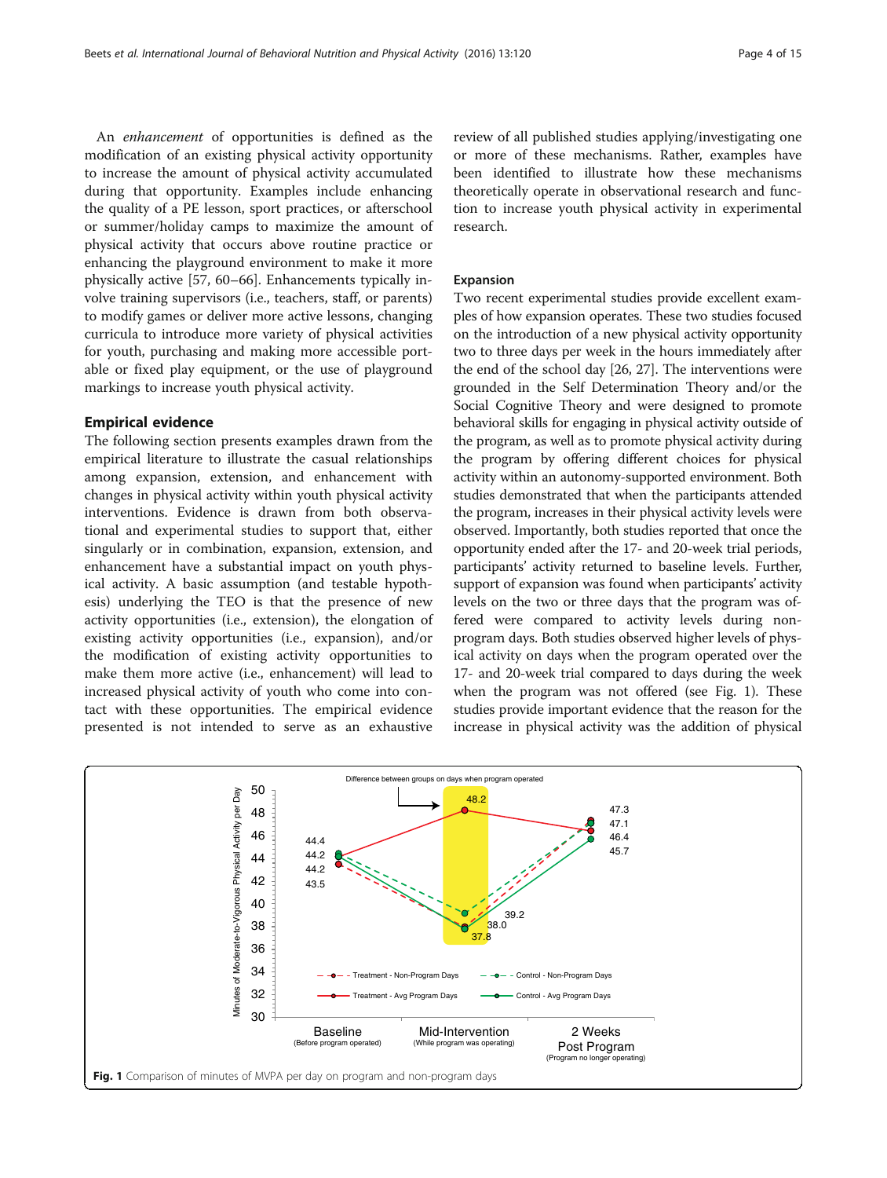An *enhancement* of opportunities is defined as the modification of an existing physical activity opportunity to increase the amount of physical activity accumulated during that opportunity. Examples include enhancing the quality of a PE lesson, sport practices, or afterschool or summer/holiday camps to maximize the amount of physical activity that occurs above routine practice or enhancing the playground environment to make it more physically active [57, 60–66]. Enhancements typically involve training supervisors (i.e., teachers, staff, or parents) to modify games or deliver more active lessons, changing curricula to introduce more variety of physical activities for youth, purchasing and making more accessible portable or fixed play equipment, or the use of playground markings to increase youth physical activity.

## Empirical evidence

The following section presents examples drawn from the empirical literature to illustrate the casual relationships among expansion, extension, and enhancement with changes in physical activity within youth physical activity interventions. Evidence is drawn from both observational and experimental studies to support that, either singularly or in combination, expansion, extension, and enhancement have a substantial impact on youth physical activity. A basic assumption (and testable hypothesis) underlying the TEO is that the presence of new activity opportunities (i.e., extension), the elongation of existing activity opportunities (i.e., expansion), and/or the modification of existing activity opportunities to make them more active (i.e., enhancement) will lead to increased physical activity of youth who come into contact with these opportunities. The empirical evidence presented is not intended to serve as an exhaustive review of all published studies applying/investigating one or more of these mechanisms. Rather, examples have been identified to illustrate how these mechanisms theoretically operate in observational research and function to increase youth physical activity in experimental research.

### Expansion

Two recent experimental studies provide excellent examples of how expansion operates. These two studies focused on the introduction of a new physical activity opportunity two to three days per week in the hours immediately after the end of the school day [26, 27]. The interventions were grounded in the Self Determination Theory and/or the Social Cognitive Theory and were designed to promote behavioral skills for engaging in physical activity outside of the program, as well as to promote physical activity during the program by offering different choices for physical activity within an autonomy-supported environment. Both studies demonstrated that when the participants attended the program, increases in their physical activity levels were observed. Importantly, both studies reported that once the opportunity ended after the 17- and 20-week trial periods, participants' activity returned to baseline levels. Further, support of expansion was found when participants' activity levels on the two or three days that the program was offered were compared to activity levels during non-program days. Both studies observed higher levels of physical activity on days when the program operated over the 17- and 20-week trial compared to days during the week when the program was not offered (see Fig. 1). These studies provide important evidence that the reason for the increase in physical activity was the addition of physical

**Fig. 1** Comparison of minutes of MVPA per day on program and non-program days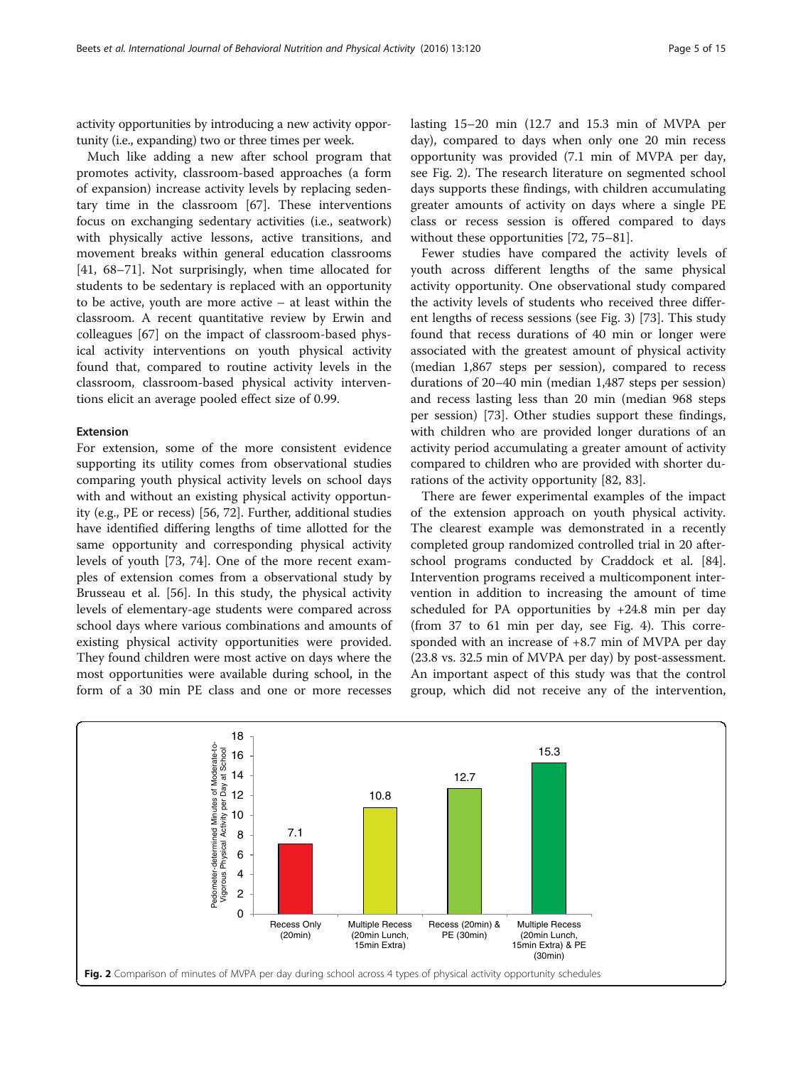activity opportunities by introducing a new activity opportunity (i.e., expanding) two or three times per week.

Much like adding a new after school program that promotes activity, classroom-based approaches (a form of expansion) increase activity levels by replacing sedentary time in the classroom [67]. These interventions focus on exchanging sedentary activities (i.e., seatwork) with physically active lessons, active transitions, and movement breaks within general education classrooms [41, 68–71]. Not surprisingly, when time allocated for students to be sedentary is replaced with an opportunity to be active, youth are more active – at least within the classroom. A recent quantitative review by Erwin and colleagues [67] on the impact of classroom-based physical activity interventions on youth physical activity found that, compared to routine activity levels in the classroom, classroom-based physical activity interventions elicit an average pooled effect size of 0.99.

### Extension

For extension, some of the more consistent evidence supporting its utility comes from observational studies comparing youth physical activity levels on school days with and without an existing physical activity opportunity (e.g., PE or recess) [56, 72]. Further, additional studies have identified differing lengths of time allotted for the same opportunity and corresponding physical activity levels of youth [73, 74]. One of the more recent examples of extension comes from a observational study by Brusseau et al. [56]. In this study, the physical activity levels of elementary-age students were compared across school days where various combinations and amounts of existing physical activity opportunities were provided. They found children were most active on days where the most opportunities were available during school, in the form of a 30 min PE class and one or more recesses lasting 15–20 min (12.7 and 15.3 min of MVPA per day), compared to days when only one 20 min recess opportunity was provided (7.1 min of MVPA per day, see Fig. 2). The research literature on segmented school days supports these findings, with children accumulating greater amounts of activity on days where a single PE class or recess session is offered compared to days without these opportunities [72, 75–81].

Fewer studies have compared the activity levels of youth across different lengths of the same physical activity opportunity. One observational study compared the activity levels of students who received three different lengths of recess sessions (see Fig. 3) [73]. This study found that recess durations of 40 min or longer were associated with the greatest amount of physical activity (median 1,867 steps per session), compared to recess durations of 20–40 min (median 1,487 steps per session) and recess lasting less than 20 min (median 968 steps per session) [73]. Other studies support these findings, with children who are provided longer durations of an activity period accumulating a greater amount of activity compared to children who are provided with shorter durations of the activity opportunity [82, 83].

There are fewer experimental examples of the impact of the extension approach on youth physical activity. The clearest example was demonstrated in a recently completed group randomized controlled trial in 20 afterschool programs conducted by Craddock et al. [84]. Intervention programs received a multicomponent intervention in addition to increasing the amount of time scheduled for PA opportunities by +24.8 min per day (from 37 to 61 min per day, see Fig. 4). This corresponded with an increase of +8.7 min of MVPA per day (23.8 vs. 32.5 min of MVPA per day) by post-assessment. An important aspect of this study was that the control group, which did not receive any of the intervention,

**Fig. 2** Comparison of minutes of MVPA per day during school across 4 types of physical activity opportunity schedules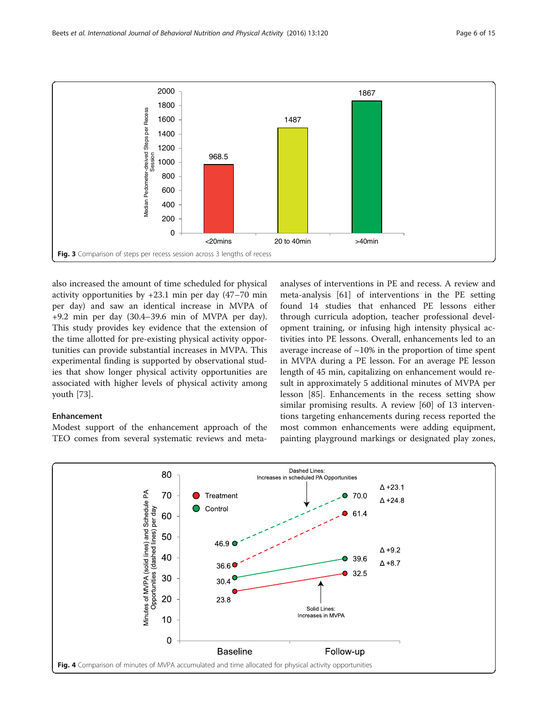Fig. 3 Comparison of steps per recess session across 3 lengths of recess

also increased the amount of time scheduled for physical activity opportunities by +23.1 min per day (47–70 min per day) and saw an identical increase in MVPA of +9.2 min per day (30.4–39.6 min of MVPA per day). This study provides key evidence that the extension of the time allotted for pre-existing physical activity opportunities can provide substantial increases in MVPA. This experimental finding is supported by observational studies that show longer physical activity opportunities are associated with higher levels of physical activity among youth [73].

### Enhancement

Modest support of the enhancement approach of the TEO comes from several systematic reviews and meta-analyses of interventions in PE and recess. A review and meta-analysis [61] of interventions in the PE setting found 14 studies that enhanced PE lessons either through curricula adoption, teacher professional development training, or infusing high intensity physical activities into PE lessons. Overall, enhancements led to an average increase of ~10% in the proportion of time spent in MVPA during a PE lesson. For an average PE lesson length of 45 min, capitalizing on enhancement would result in approximately 5 additional minutes of MVPA per lesson [85]. Enhancements in the recess setting show similar promising results. A review [60] of 13 interventions targeting enhancements during recess reported the most common enhancements were adding equipment, painting playground markings or designated play zones,

Fig. 4 Comparison of minutes of MVPA accumulated and time allocated for physical activity opportunities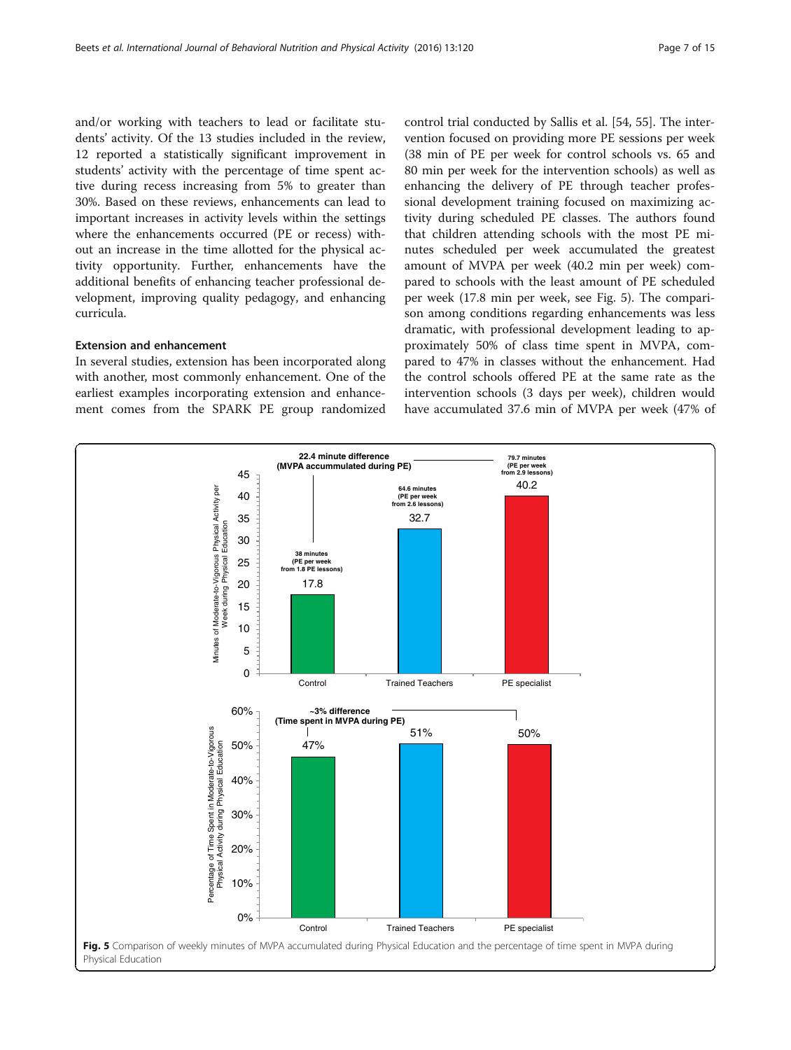and/or working with teachers to lead or facilitate students' activity. Of the 13 studies included in the review, 12 reported a statistically significant improvement in students' activity with the percentage of time spent active during recess increasing from 5% to greater than 30%. Based on these reviews, enhancements can lead to important increases in activity levels within the settings where the enhancements occurred (PE or recess) without an increase in the time allotted for the physical activity opportunity. Further, enhancements have the additional benefits of enhancing teacher professional development, improving quality pedagogy, and enhancing curricula.

### Extension and enhancement

In several studies, extension has been incorporated along with another, most commonly enhancement. One of the earliest examples incorporating extension and enhancement comes from the SPARK PE group randomized control trial conducted by Sallis et al. [54, 55]. The intervention focused on providing more PE sessions per week (38 min of PE per week for control schools vs. 65 and 80 min per week for the intervention schools) as well as enhancing the delivery of PE through teacher professional development training focused on maximizing activity during scheduled PE classes. The authors found that children attending schools with the most PE minutes scheduled per week accumulated the greatest amount of MVPA per week (40.2 min per week) compared to schools with the least amount of PE scheduled per week (17.8 min per week, see Fig. 5). The comparison among conditions regarding enhancements was less dramatic, with professional development leading to approximately 50% of class time spent in MVPA, compared to 47% in classes without the enhancement. Had the control schools offered PE at the same rate as the intervention schools (3 days per week), children would have accumulated 37.6 min of MVPA per week (47% of

**Fig. 5** Comparison of weekly minutes of MVPA accumulated during Physical Education and the percentage of time spent in MVPA during Physical Education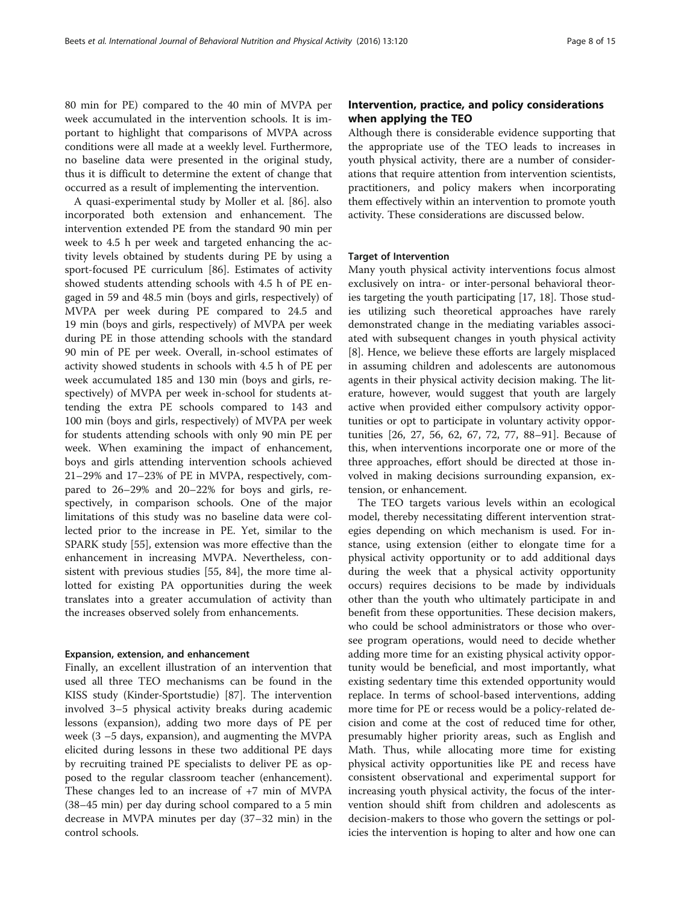80 min for PE) compared to the 40 min of MVPA per week accumulated in the intervention schools. It is important to highlight that comparisons of MVPA across conditions were all made at a weekly level. Furthermore, no baseline data were presented in the original study, thus it is difficult to determine the extent of change that occurred as a result of implementing the intervention.

A quasi-experimental study by Moller et al. [86]. also incorporated both extension and enhancement. The intervention extended PE from the standard 90 min per week to 4.5 h per week and targeted enhancing the activity levels obtained by students during PE by using a sport-focused PE curriculum [86]. Estimates of activity showed students attending schools with 4.5 h of PE engaged in 59 and 48.5 min (boys and girls, respectively) of MVPA per week during PE compared to 24.5 and 19 min (boys and girls, respectively) of MVPA per week during PE in those attending schools with the standard 90 min of PE per week. Overall, in-school estimates of activity showed students in schools with 4.5 h of PE per week accumulated 185 and 130 min (boys and girls, respectively) of MVPA per week in-school for students attending the extra PE schools compared to 143 and 100 min (boys and girls, respectively) of MVPA per week for students attending schools with only 90 min PE per week. When examining the impact of enhancement, boys and girls attending intervention schools achieved 21–29% and 17–23% of PE in MVPA, respectively, compared to 26–29% and 20–22% for boys and girls, respectively, in comparison schools. One of the major limitations of this study was no baseline data were collected prior to the increase in PE. Yet, similar to the SPARK study [55], extension was more effective than the enhancement in increasing MVPA. Nevertheless, consistent with previous studies [55, 84], the more time allotted for existing PA opportunities during the week translates into a greater accumulation of activity than the increases observed solely from enhancements.

#### Expansion, extension, and enhancement

Finally, an excellent illustration of an intervention that used all three TEO mechanisms can be found in the KISS study (Kinder-Sportstudie) [87]. The intervention involved 3–5 physical activity breaks during academic lessons (expansion), adding two more days of PE per week (3 –5 days, expansion), and augmenting the MVPA elicited during lessons in these two additional PE days by recruiting trained PE specialists to deliver PE as opposed to the regular classroom teacher (enhancement). These changes led to an increase of +7 min of MVPA (38–45 min) per day during school compared to a 5 min decrease in MVPA minutes per day (37–32 min) in the control schools.

## Intervention, practice, and policy considerations when applying the TEO

Although there is considerable evidence supporting that the appropriate use of the TEO leads to increases in youth physical activity, there are a number of considerations that require attention from intervention scientists, practitioners, and policy makers when incorporating them effectively within an intervention to promote youth activity. These considerations are discussed below.

#### Target of Intervention

Many youth physical activity interventions focus almost exclusively on intra- or inter-personal behavioral theories targeting the youth participating [17, 18]. Those studies utilizing such theoretical approaches have rarely demonstrated change in the mediating variables associated with subsequent changes in youth physical activity [8]. Hence, we believe these efforts are largely misplaced in assuming children and adolescents are autonomous agents in their physical activity decision making. The literature, however, would suggest that youth are largely active when provided either compulsory activity opportunities or opt to participate in voluntary activity opportunities [26, 27, 56, 62, 67, 72, 77, 88–91]. Because of this, when interventions incorporate one or more of the three approaches, effort should be directed at those involved in making decisions surrounding expansion, extension, or enhancement.

The TEO targets various levels within an ecological model, thereby necessitating different intervention strategies depending on which mechanism is used. For instance, using extension (either to elongate time for a physical activity opportunity or to add additional days during the week that a physical activity opportunity occurs) requires decisions to be made by individuals other than the youth who ultimately participate in and benefit from these opportunities. These decision makers, who could be school administrators or those who oversee program operations, would need to decide whether adding more time for an existing physical activity opportunity would be beneficial, and most importantly, what existing sedentary time this extended opportunity would replace. In terms of school-based interventions, adding more time for PE or recess would be a policy-related decision and come at the cost of reduced time for other, presumably higher priority areas, such as English and Math. Thus, while allocating more time for existing physical activity opportunities like PE and recess have consistent observational and experimental support for increasing youth physical activity, the focus of the intervention should shift from children and adolescents as decision-makers to those who govern the settings or policies the intervention is hoping to alter and how one can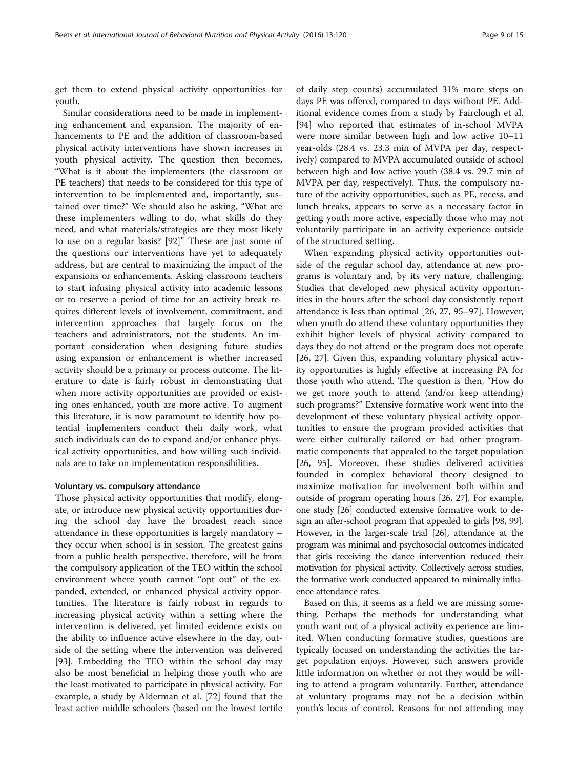get them to extend physical activity opportunities for youth.

Similar considerations need to be made in implementing enhancement and expansion. The majority of enhancements to PE and the addition of classroom-based physical activity interventions have shown increases in youth physical activity. The question then becomes, "What is it about the implementers (the classroom or PE teachers) that needs to be considered for this type of intervention to be implemented and, importantly, sustained over time?" We should also be asking, "What are these implementers willing to do, what skills do they need, and what materials/strategies are they most likely to use on a regular basis? [92]" These are just some of the questions our interventions have yet to adequately address, but are central to maximizing the impact of the expansions or enhancements. Asking classroom teachers to start infusing physical activity into academic lessons or to reserve a period of time for an activity break requires different levels of involvement, commitment, and intervention approaches that largely focus on the teachers and administrators, not the students. An important consideration when designing future studies using expansion or enhancement is whether increased activity should be a primary or process outcome. The literature to date is fairly robust in demonstrating that when more activity opportunities are provided or existing ones enhanced, youth are more active. To augment this literature, it is now paramount to identify how potential implementers conduct their daily work, what such individuals can do to expand and/or enhance physical activity opportunities, and how willing such individuals are to take on implementation responsibilities.

#### Voluntary vs. compulsory attendance

Those physical activity opportunities that modify, elongate, or introduce new physical activity opportunities during the school day have the broadest reach since attendance in these opportunities is largely mandatory – they occur when school is in session. The greatest gains from a public health perspective, therefore, will be from the compulsory application of the TEO within the school environment where youth cannot "opt out" of the expanded, extended, or enhanced physical activity opportunities. The literature is fairly robust in regards to increasing physical activity within a setting where the intervention is delivered, yet limited evidence exists on the ability to influence active elsewhere in the day, outside of the setting where the intervention was delivered [93]. Embedding the TEO within the school day may also be most beneficial in helping those youth who are the least motivated to participate in physical activity. For example, a study by Alderman et al. [72] found that the least active middle schoolers (based on the lowest tertile of daily step counts) accumulated 31% more steps on days PE was offered, compared to days without PE. Additional evidence comes from a study by Fairclough et al. [94] who reported that estimates of in-school MVPA were more similar between high and low active 10–11 year-olds (28.4 vs. 23.3 min of MVPA per day, respectively) compared to MVPA accumulated outside of school between high and low active youth (38.4 vs. 29.7 min of MVPA per day, respectively). Thus, the compulsory nature of the activity opportunities, such as PE, recess, and lunch breaks, appears to serve as a necessary factor in getting youth more active, especially those who may not voluntarily participate in an activity experience outside of the structured setting.

When expanding physical activity opportunities outside of the regular school day, attendance at new programs is voluntary and, by its very nature, challenging. Studies that developed new physical activity opportunities in the hours after the school day consistently report attendance is less than optimal [26, 27, 95–97]. However, when youth do attend these voluntary opportunities they exhibit higher levels of physical activity compared to days they do not attend or the program does not operate [26, 27]. Given this, expanding voluntary physical activity opportunities is highly effective at increasing PA for those youth who attend. The question is then, "How do we get more youth to attend (and/or keep attending) such programs?" Extensive formative work went into the development of these voluntary physical activity opportunities to ensure the program provided activities that were either culturally tailored or had other programmatic components that appealed to the target population [26, 95]. Moreover, these studies delivered activities founded in complex behavioral theory designed to maximize motivation for involvement both within and outside of program operating hours [26, 27]. For example, one study [26] conducted extensive formative work to design an after-school program that appealed to girls [98, 99]. However, in the larger-scale trial [26], attendance at the program was minimal and psychosocial outcomes indicated that girls receiving the dance intervention reduced their motivation for physical activity. Collectively across studies, the formative work conducted appeared to minimally influence attendance rates.

Based on this, it seems as a field we are missing something. Perhaps the methods for understanding what youth want out of a physical activity experience are limited. When conducting formative studies, questions are typically focused on understanding the activities the target population enjoys. However, such answers provide little information on whether or not they would be willing to attend a program voluntarily. Further, attendance at voluntary programs may not be a decision within youth's locus of control. Reasons for not attending may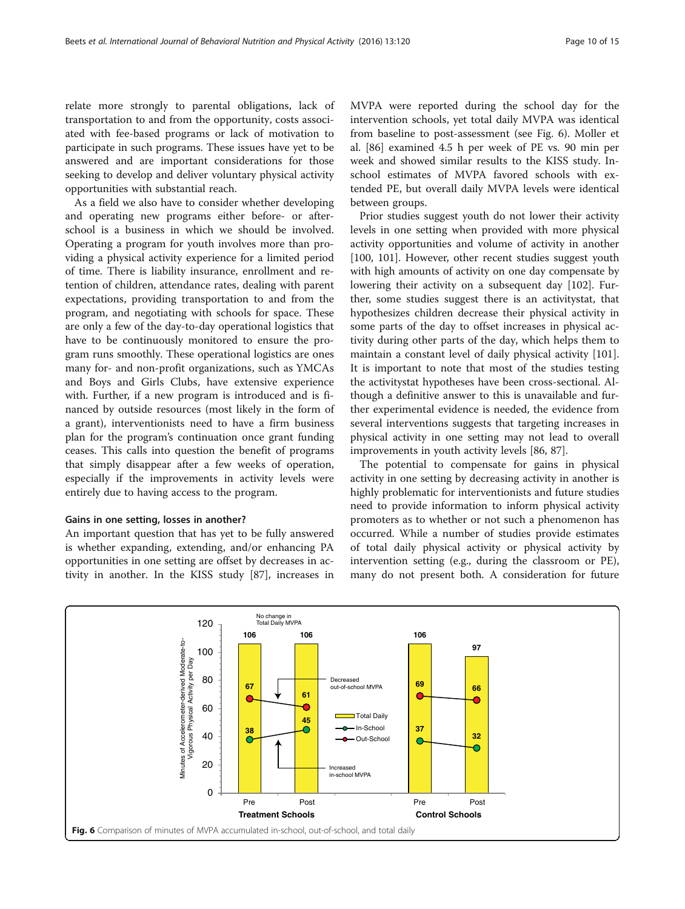relate more strongly to parental obligations, lack of transportation to and from the opportunity, costs associated with fee-based programs or lack of motivation to participate in such programs. These issues have yet to be answered and are important considerations for those seeking to develop and deliver voluntary physical activity opportunities with substantial reach.

As a field we also have to consider whether developing and operating new programs either before- or after-school is a business in which we should be involved. Operating a program for youth involves more than providing a physical activity experience for a limited period of time. There is liability insurance, enrollment and retention of children, attendance rates, dealing with parent expectations, providing transportation to and from the program, and negotiating with schools for space. These are only a few of the day-to-day operational logistics that have to be continuously monitored to ensure the program runs smoothly. These operational logistics are ones many for- and non-profit organizations, such as YMCAs and Boys and Girls Clubs, have extensive experience with. Further, if a new program is introduced and is financed by outside resources (most likely in the form of a grant), interventionists need to have a firm business plan for the program's continuation once grant funding ceases. This calls into question the benefit of programs that simply disappear after a few weeks of operation, especially if the improvements in activity levels were entirely due to having access to the program.

#### Gains in one setting, losses in another?

An important question that has yet to be fully answered is whether expanding, extending, and/or enhancing PA opportunities in one setting are offset by decreases in activity in another. In the KISS study [87], increases in MVPA were reported during the school day for the intervention schools, yet total daily MVPA was identical from baseline to post-assessment (see Fig. 6). Moller et al. [86] examined 4.5 h per week of PE vs. 90 min per week and showed similar results to the KISS study. In-school estimates of MVPA favored schools with extended PE, but overall daily MVPA levels were identical between groups.

Prior studies suggest youth do not lower their activity levels in one setting when provided with more physical activity opportunities and volume of activity in another [100, 101]. However, other recent studies suggest youth with high amounts of activity on one day compensate by lowering their activity on a subsequent day [102]. Further, some studies suggest there is an activitystat, that hypothesizes children decrease their physical activity in some parts of the day to offset increases in physical activity during other parts of the day, which helps them to maintain a constant level of daily physical activity [101]. It is important to note that most of the studies testing the activitystat hypotheses have been cross-sectional. Although a definitive answer to this is unavailable and further experimental evidence is needed, the evidence from several interventions suggests that targeting increases in physical activity in one setting may not lead to overall improvements in youth activity levels [86, 87].

The potential to compensate for gains in physical activity in one setting by decreasing activity in another is highly problematic for interventionists and future studies need to provide information to inform physical activity promoters as to whether or not such a phenomenon has occurred. While a number of studies provide estimates of total daily physical activity or physical activity by intervention setting (e.g., during the classroom or PE), many do not present both. A consideration for future

Minutes of Accelerometer-derived Moderate-to-Vigorous Physical Activity per Day
120
100
80
60
40
20
0
No change in Total Daily MVPA
106
106
106
97
67
61
69
66
38
45
37
32
Decreased out-of-school MVPA
Increased in-school MVPA
Total Daily
In-School
Out-School
Pre
Post
Pre
Post
Treatment Schools
Control Schools

**Fig. 6** Comparison of minutes of MVPA accumulated in-school, out-of-school, and total daily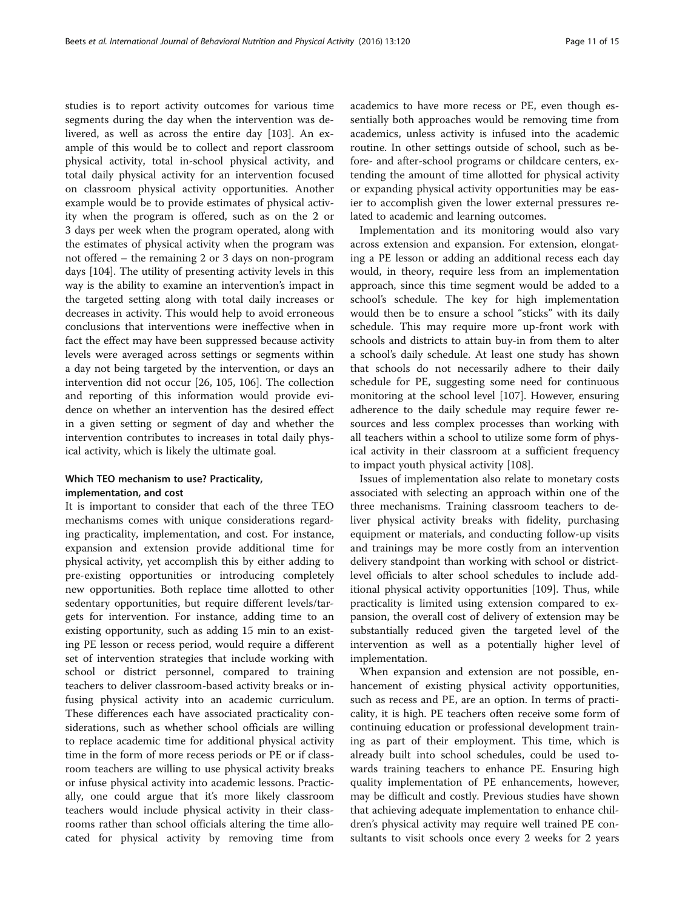studies is to report activity outcomes for various time segments during the day when the intervention was delivered, as well as across the entire day [103]. An example of this would be to collect and report classroom physical activity, total in-school physical activity, and total daily physical activity for an intervention focused on classroom physical activity opportunities. Another example would be to provide estimates of physical activity when the program is offered, such as on the 2 or 3 days per week when the program operated, along with the estimates of physical activity when the program was not offered – the remaining 2 or 3 days on non-program days [104]. The utility of presenting activity levels in this way is the ability to examine an intervention's impact in the targeted setting along with total daily increases or decreases in activity. This would help to avoid erroneous conclusions that interventions were ineffective when in fact the effect may have been suppressed because activity levels were averaged across settings or segments within a day not being targeted by the intervention, or days an intervention did not occur [26, 105, 106]. The collection and reporting of this information would provide evidence on whether an intervention has the desired effect in a given setting or segment of day and whether the intervention contributes to increases in total daily physical activity, which is likely the ultimate goal.

### Which TEO mechanism to use? Practicality, implementation, and cost

It is important to consider that each of the three TEO mechanisms comes with unique considerations regarding practicality, implementation, and cost. For instance, expansion and extension provide additional time for physical activity, yet accomplish this by either adding to pre-existing opportunities or introducing completely new opportunities. Both replace time allotted to other sedentary opportunities, but require different levels/targets for intervention. For instance, adding time to an existing opportunity, such as adding 15 min to an existing PE lesson or recess period, would require a different set of intervention strategies that include working with school or district personnel, compared to training teachers to deliver classroom-based activity breaks or infusing physical activity into an academic curriculum. These differences each have associated practicality considerations, such as whether school officials are willing to replace academic time for additional physical activity time in the form of more recess periods or PE or if classroom teachers are willing to use physical activity breaks or infuse physical activity into academic lessons. Practically, one could argue that it's more likely classroom teachers would include physical activity in their classrooms rather than school officials altering the time allocated for physical activity by removing time from academics to have more recess or PE, even though essentially both approaches would be removing time from academics, unless activity is infused into the academic routine. In other settings outside of school, such as before- and after-school programs or childcare centers, extending the amount of time allotted for physical activity or expanding physical activity opportunities may be easier to accomplish given the lower external pressures related to academic and learning outcomes.

Implementation and its monitoring would also vary across extension and expansion. For extension, elongating a PE lesson or adding an additional recess each day would, in theory, require less from an implementation approach, since this time segment would be added to a school's schedule. The key for high implementation would then be to ensure a school "sticks" with its daily schedule. This may require more up-front work with schools and districts to attain buy-in from them to alter a school's daily schedule. At least one study has shown that schools do not necessarily adhere to their daily schedule for PE, suggesting some need for continuous monitoring at the school level [107]. However, ensuring adherence to the daily schedule may require fewer resources and less complex processes than working with all teachers within a school to utilize some form of physical activity in their classroom at a sufficient frequency to impact youth physical activity [108].

Issues of implementation also relate to monetary costs associated with selecting an approach within one of the three mechanisms. Training classroom teachers to deliver physical activity breaks with fidelity, purchasing equipment or materials, and conducting follow-up visits and trainings may be more costly from an intervention delivery standpoint than working with school or district-level officials to alter school schedules to include additional physical activity opportunities [109]. Thus, while practicality is limited using extension compared to expansion, the overall cost of delivery of extension may be substantially reduced given the targeted level of the intervention as well as a potentially higher level of implementation.

When expansion and extension are not possible, enhancement of existing physical activity opportunities, such as recess and PE, are an option. In terms of practicality, it is high. PE teachers often receive some form of continuing education or professional development training as part of their employment. This time, which is already built into school schedules, could be used towards training teachers to enhance PE. Ensuring high quality implementation of PE enhancements, however, may be difficult and costly. Previous studies have shown that achieving adequate implementation to enhance children's physical activity may require well trained PE consultants to visit schools once every 2 weeks for 2 years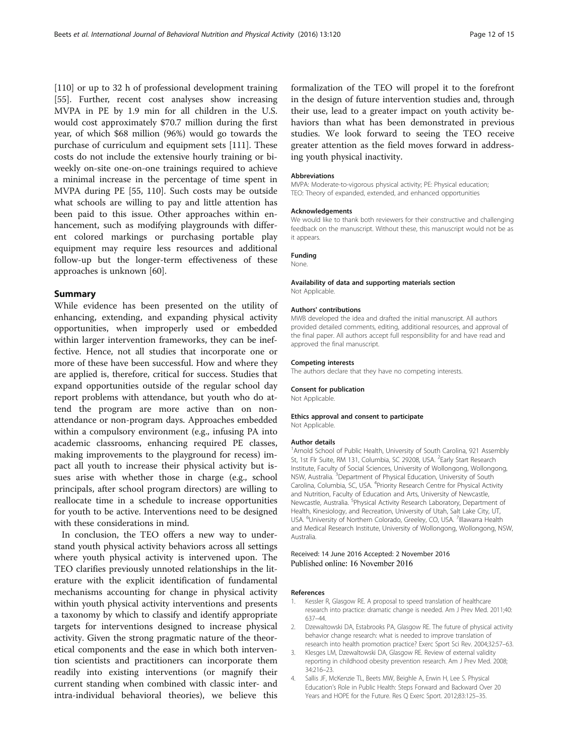[110] or up to 32 h of professional development training [55]. Further, recent cost analyses show increasing MVPA in PE by 1.9 min for all children in the U.S. would cost approximately $70.7 million during the first year, of which $68 million (96%) would go towards the purchase of curriculum and equipment sets [111]. These costs do not include the extensive hourly training or bi-weekly on-site one-on-one trainings required to achieve a minimal increase in the percentage of time spent in MVPA during PE [55, 110]. Such costs may be outside what schools are willing to pay and little attention has been paid to this issue. Other approaches within enhancement, such as modifying playgrounds with different colored markings or purchasing portable play equipment may require less resources and additional follow-up but the longer-term effectiveness of these approaches is unknown [60].

## Summary

While evidence has been presented on the utility of enhancing, extending, and expanding physical activity opportunities, when improperly used or embedded within larger intervention frameworks, they can be ineffective. Hence, not all studies that incorporate one or more of these have been successful. How and where they are applied is, therefore, critical for success. Studies that expand opportunities outside of the regular school day report problems with attendance, but youth who do attend the program are more active than on non-attendance or non-program days. Approaches embedded within a compulsory environment (e.g., infusing PA into academic classrooms, enhancing required PE classes, making improvements to the playground for recess) impact all youth to increase their physical activity but issues arise with whether those in charge (e.g., school principals, after school program directors) are willing to reallocate time in a schedule to increase opportunities for youth to be active. Interventions need to be designed with these considerations in mind.

In conclusion, the TEO offers a new way to understand youth physical activity behaviors across all settings where youth physical activity is intervened upon. The TEO clarifies previously unnoted relationships in the literature with the explicit identification of fundamental mechanisms accounting for change in physical activity within youth physical activity interventions and presents a taxonomy by which to classify and identify appropriate targets for interventions designed to increase physical activity. Given the strong pragmatic nature of the theoretical components and the ease in which both intervention scientists and practitioners can incorporate them readily into existing interventions (or magnify their current standing when combined with classic inter- and intra-individual behavioral theories), we believe this formalization of the TEO will propel it to the forefront in the design of future intervention studies and, through their use, lead to a greater impact on youth activity behaviors than what has been demonstrated in previous studies. We look forward to seeing the TEO receive greater attention as the field moves forward in addressing youth physical inactivity.

#### Abbreviations

MVPA: Moderate-to-vigorous physical activity; PE: Physical education; TEO: Theory of expanded, extended, and enhanced opportunities

#### Acknowledgements

We would like to thank both reviewers for their constructive and challenging feedback on the manuscript. Without these, this manuscript would not be as it appears.

#### Funding

None.

#### Availability of data and supporting materials section

Not Applicable.

#### Authors' contributions

MWB developed the idea and drafted the initial manuscript. All authors provided detailed comments, editing, additional resources, and approval of the final paper. All authors accept full responsibility for and have read and approved the final manuscript.

#### Competing interests

The authors declare that they have no competing interests.

#### Consent for publication

Not Applicable.

#### Ethics approval and consent to participate

Not Applicable.

#### Author details

[1]Arnold School of Public Health, University of South Carolina, 921 Assembly St, 1st Flr Suite, RM 131, Columbia, SC 29208, USA. [2]Early Start Research Institute, Faculty of Social Sciences, University of Wollongong, Wollongong, NSW, Australia. [3]Department of Physical Education, University of South Carolina, Columbia, SC, USA. [4]Priority Research Centre for Physical Activity and Nutrition, Faculty of Education and Arts, University of Newcastle, Newcastle, Australia. [5]Physical Activity Research Laboratory, Department of Health, Kinesiology, and Recreation, University of Utah, Salt Lake City, UT, USA. [6]University of Northern Colorado, Greeley, CO, USA. [7]Illawarra Health and Medical Research Institute, University of Wollongong, Wollongong, NSW, Australia.

Received: 14 June 2016 Accepted: 2 November 2016
Published online: 16 November 2016

#### References

1. Kessler R, Glasgow RE. A proposal to speed translation of healthcare research into practice: dramatic change is needed. Am J Prev Med. 2011;40:637–44.
2. Dzewaltowski DA, Estabrooks PA, Glasgow RE. The future of physical activity behavior change research: what is needed to improve translation of research into health promotion practice? Exerc Sport Sci Rev. 2004;32:57–63.
3. Klesges LM, Dzewaltowski DA, Glasgow RE. Review of external validity reporting in childhood obesity prevention research. Am J Prev Med. 2008;34:216–23.
4. Sallis JF, McKenzie TL, Beets MW, Beighle A, Erwin H, Lee S. Physical Education's Role in Public Health: Steps Forward and Backward Over 20 Years and HOPE for the Future. Res Q Exerc Sport. 2012;83:125–35.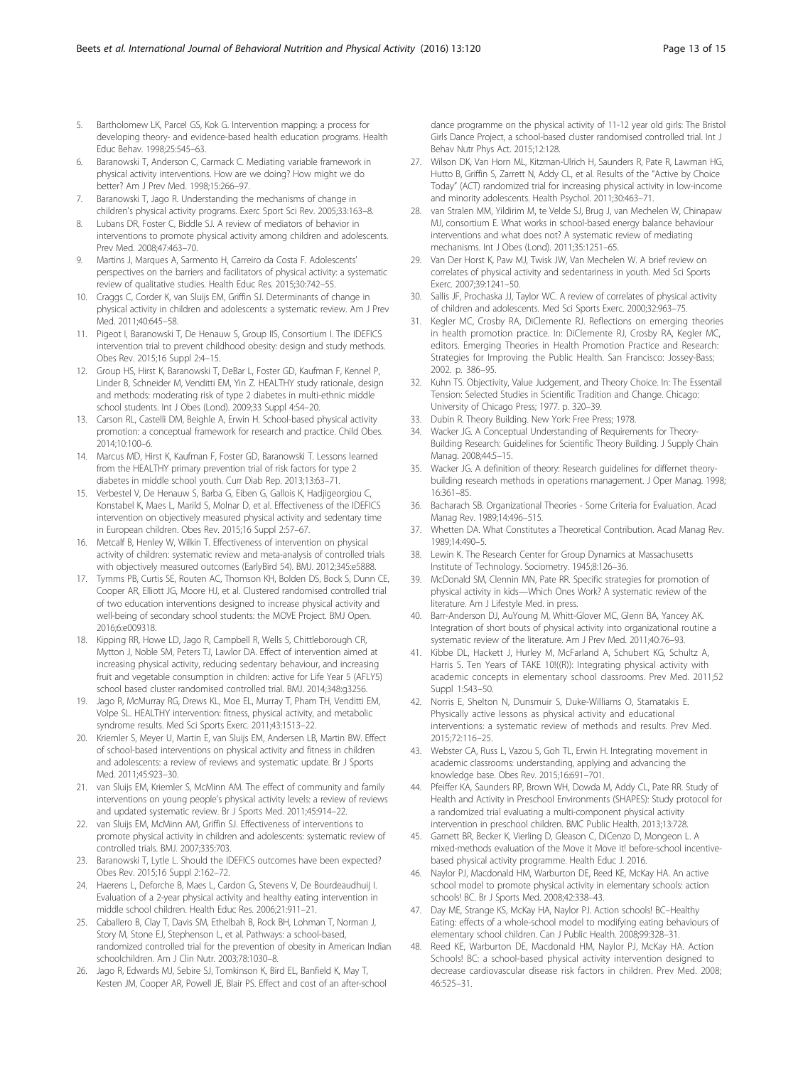5. Bartholomew LK, Parcel GS, Kok G. Intervention mapping: a process for developing theory- and evidence-based health education programs. Health Educ Behav. 1998;25:545–63.
6. Baranowski T, Anderson C, Carmack C. Mediating variable framework in physical activity interventions. How are we doing? How might we do better? Am J Prev Med. 1998;15:266–97.
7. Baranowski T, Jago R. Understanding the mechanisms of change in children's physical activity programs. Exerc Sport Sci Rev. 2005;33:163–8.
8. Lubans DR, Foster C, Biddle SJ. A review of mediators of behavior in interventions to promote physical activity among children and adolescents. Prev Med. 2008;47:463–70.
9. Martins J, Marques A, Sarmento H, Carreiro da Costa F. Adolescents' perspectives on the barriers and facilitators of physical activity: a systematic review of qualitative studies. Health Educ Res. 2015;30:742–55.
10. Craggs C, Corder K, van Sluijs EM, Griffin SJ. Determinants of change in physical activity in children and adolescents: a systematic review. Am J Prev Med. 2011;40:645–58.
11. Pigeot I, Baranowski T, De Henauw S, Group IIS, Consortium I. The IDEFICS intervention trial to prevent childhood obesity: design and study methods. Obes Rev. 2015;16 Suppl 2:4–15.
12. Group HS, Hirst K, Baranowski T, DeBar L, Foster GD, Kaufman F, Kennel P, Linder B, Schneider M, Venditti EM, Yin Z. HEALTHY study rationale, design and methods: moderating risk of type 2 diabetes in multi-ethnic middle school students. Int J Obes (Lond). 2009;33 Suppl 4:S4–20.
13. Carson RL, Castelli DM, Beighle A, Erwin H. School-based physical activity promotion: a conceptual framework for research and practice. Child Obes. 2014;10:100–6.
14. Marcus MD, Hirst K, Kaufman F, Foster GD, Baranowski T. Lessons learned from the HEALTHY primary prevention trial of risk factors for type 2 diabetes in middle school youth. Curr Diab Rep. 2013;13:63–71.
15. Verbestel V, De Henauw S, Barba G, Eiben G, Gallois K, Hadjigeorgiou C, Konstabel K, Maes L, Marild S, Molnar D, et al. Effectiveness of the IDEFICS intervention on objectively measured physical activity and sedentary time in European children. Obes Rev. 2015;16 Suppl 2:57–67.
16. Metcalf B, Henley W, Wilkin T. Effectiveness of intervention on physical activity of children: systematic review and meta-analysis of controlled trials with objectively measured outcomes (EarlyBird 54). BMJ. 2012;345:e5888.
17. Tymms PB, Curtis SE, Routen AC, Thomson KH, Bolden DS, Bock S, Dunn CE, Cooper AR, Elliott JG, Moore HJ, et al. Clustered randomised controlled trial of two education interventions designed to increase physical activity and well-being of secondary school students: the MOVE Project. BMJ Open. 2016;6:e009318.
18. Kipping RR, Howe LD, Jago R, Campbell R, Wells S, Chittleborough CR, Mytton J, Noble SM, Peters TJ, Lawlor DA. Effect of intervention aimed at increasing physical activity, reducing sedentary behaviour, and increasing fruit and vegetable consumption in children: active for Life Year 5 (AFLY5) school based cluster randomised controlled trial. BMJ. 2014;348:g3256.
19. Jago R, McMurray RG, Drews KL, Moe EL, Murray T, Pham TH, Venditti EM, Volpe SL. HEALTHY intervention: fitness, physical activity, and metabolic syndrome results. Med Sci Sports Exerc. 2011;43:1513–22.
20. Kriemler S, Meyer U, Martin E, van Sluijs EM, Andersen LB, Martin BW. Effect of school-based interventions on physical activity and fitness in children and adolescents: a review of reviews and systematic update. Br J Sports Med. 2011;45:923–30.
21. van Sluijs EM, Kriemler S, McMinn AM. The effect of community and family interventions on young people's physical activity levels: a review of reviews and updated systematic review. Br J Sports Med. 2011;45:914–22.
22. van Sluijs EM, McMinn AM, Griffin SJ. Effectiveness of interventions to promote physical activity in children and adolescents: systematic review of controlled trials. BMJ. 2007;335:703.
23. Baranowski T, Lytle L. Should the IDEFICS outcomes have been expected? Obes Rev. 2015;16 Suppl 2:162–72.
24. Haerens L, Deforche B, Maes L, Cardon G, Stevens V, De Bourdeaudhuij I. Evaluation of a 2-year physical activity and healthy eating intervention in middle school children. Health Educ Res. 2006;21:911–21.
25. Caballero B, Clay T, Davis SM, Ethelbah B, Rock BH, Lohman T, Norman J, Story M, Stone EJ, Stephenson L, et al. Pathways: a school-based, randomized controlled trial for the prevention of obesity in American Indian schoolchildren. Am J Clin Nutr. 2003;78:1030–8.
26. Jago R, Edwards MJ, Sebire SJ, Tomkinson K, Bird EL, Banfield K, May T, Kesten JM, Cooper AR, Powell JE, Blair PS. Effect and cost of an after-school dance programme on the physical activity of 11-12 year old girls: The Bristol Girls Dance Project, a school-based cluster randomised controlled trial. Int J Behav Nutr Phys Act. 2015;12:128.
27. Wilson DK, Van Horn ML, Kitzman-Ulrich H, Saunders R, Pate R, Lawman HG, Hutto B, Griffin S, Zarrett N, Addy CL, et al. Results of the "Active by Choice Today" (ACT) randomized trial for increasing physical activity in low-income and minority adolescents. Health Psychol. 2011;30:463–71.
28. van Stralen MM, Yildirim M, te Velde SJ, Brug J, van Mechelen W, Chinapaw MJ, consortium E. What works in school-based energy balance behaviour interventions and what does not? A systematic review of mediating mechanisms. Int J Obes (Lond). 2011;35:1251–65.
29. Van Der Horst K, Paw MJ, Twisk JW, Van Mechelen W. A brief review on correlates of physical activity and sedentariness in youth. Med Sci Sports Exerc. 2007;39:1241–50.
30. Sallis JF, Prochaska JJ, Taylor WC. A review of correlates of physical activity of children and adolescents. Med Sci Sports Exerc. 2000;32:963–75.
31. Kegler MC, Crosby RA, DiClemente RJ. Reflections on emerging theories in health promotion practice. In: DiClemente RJ, Crosby RA, Kegler MC, editors. Emerging Theories in Health Promotion Practice and Research: Strategies for Improving the Public Health. San Francisco: Jossey-Bass; 2002. p. 386–95.
32. Kuhn TS. Objectivity, Value Judgement, and Theory Choice. In: The Essentail Tension: Selected Studies in Scientific Tradition and Change. Chicago: University of Chicago Press; 1977. p. 320–39.
33. Dubin R. Theory Building. New York: Free Press; 1978.
34. Wacker JG. A Conceptual Understanding of Requirements for Theory-Building Research: Guidelines for Scientific Theory Building. J Supply Chain Manag. 2008;44:5–15.
35. Wacker JG. A definition of theory: Research guidelines for differnet theory-building research methods in operations management. J Oper Manag. 1998; 16:361–85.
36. Bacharach SB. Organizational Theories - Some Criteria for Evaluation. Acad Manag Rev. 1989;14:496–515.
37. Whetten DA. What Constitutes a Theoretical Contribution. Acad Manag Rev. 1989;14:490–5.
38. Lewin K. The Research Center for Group Dynamics at Massachusetts Institute of Technology. Sociometry. 1945;8:126–36.
39. McDonald SM, Clennin MN, Pate RR. Specific strategies for promotion of physical activity in kids—Which Ones Work? A systematic review of the literature. Am J Lifestyle Med. in press.
40. Barr-Anderson DJ, AuYoung M, Whitt-Glover MC, Glenn BA, Yancey AK. Integration of short bouts of physical activity into organizational routine a systematic review of the literature. Am J Prev Med. 2011;40:76–93.
41. Kibbe DL, Hackett J, Hurley M, McFarland A, Schubert KG, Schultz A, Harris S. Ten Years of TAKE 10!((R)): Integrating physical activity with academic concepts in elementary school classrooms. Prev Med. 2011;52 Suppl 1:S43–50.
42. Norris E, Shelton N, Dunsmuir S, Duke-Williams O, Stamatakis E. Physically active lessons as physical activity and educational interventions: a systematic review of methods and results. Prev Med. 2015;72:116–25.
43. Webster CA, Russ L, Vazou S, Goh TL, Erwin H. Integrating movement in academic classrooms: understanding, applying and advancing the knowledge base. Obes Rev. 2015;16:691–701.
44. Pfeiffer KA, Saunders RP, Brown WH, Dowda M, Addy CL, Pate RR. Study of Health and Activity in Preschool Environments (SHAPES): Study protocol for a randomized trial evaluating a multi-component physical activity intervention in preschool children. BMC Public Health. 2013;13:728.
45. Garnett BR, Becker K, Vierling D, Gleason C, DiCenzo D, Mongeon L. A mixed-methods evaluation of the Move it Move it! before-school incentive-based physical activity programme. Health Educ J. 2016.
46. Naylor PJ, Macdonald HM, Warburton DE, Reed KE, McKay HA. An active school model to promote physical activity in elementary schools: action schools! BC. Br J Sports Med. 2008;42:338–43.
47. Day ME, Strange KS, McKay HA, Naylor PJ. Action schools! BC–Healthy Eating: effects of a whole-school model to modifying eating behaviours of elementary school children. Can J Public Health. 2008;99:328–31.
48. Reed KE, Warburton DE, Macdonald HM, Naylor PJ, McKay HA. Action Schools! BC: a school-based physical activity intervention designed to decrease cardiovascular disease risk factors in children. Prev Med. 2008; 46:525–31.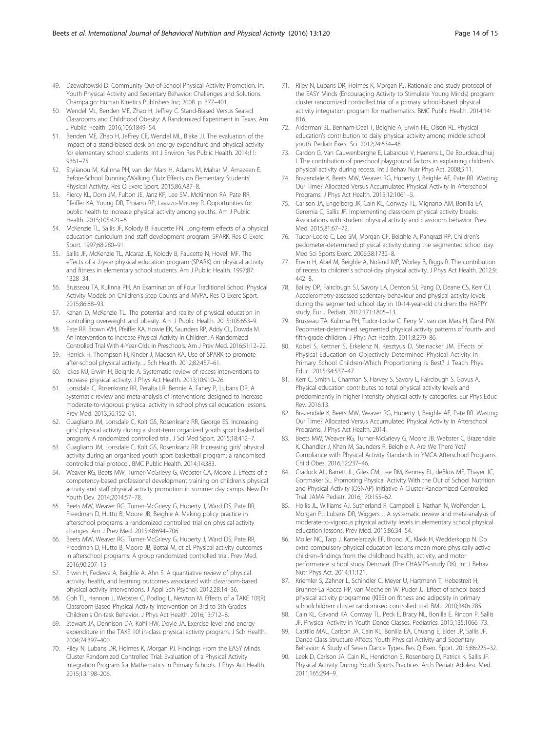49. Dzewaltowski D. Community Out-of-School Physical Activity Promotion. In: Youth Physical Activity and Sedentary Behavior: Challenges and Solutions. Champaign: Human Kinetics Publishers Inc; 2008. p. 377–401.
50. Wendel ML, Benden ME, Zhao H, Jeffrey C. Stand-Biased Versus Seated Classrooms and Childhood Obesity: A Randomized Experiment in Texas. Am J Public Health. 2016;106:1849–54.
51. Benden ME, Zhao H, Jeffrey CE, Wendel ML, Blake JJ. The evaluation of the impact of a stand-biased desk on energy expenditure and physical activity for elementary school students. Int J Environ Res Public Health. 2014;11:9361–75.
52. Stylianou M, Kulinna PH, van der Mars H, Adams M, Mahar M, Amazeen E. Before-School Running/Walking Club: Effects on Elementary Students' Physical Activity. Res Q Exerc Sport. 2015;86:A87–8.
53. Piercy KL, Dorn JM, Fulton JE, Janz KF, Lee SM, McKinnon RA, Pate RR, Pfeiffer KA, Young DR, Troiano RP, Lavizzo-Mourey R. Opportunities for public health to increase physical activity among youths. Am J Public Health. 2015;105:421–6.
54. McKenzie TL, Sallis JF, Kolody B, Faucette FN. Long-term effects of a physical education curriculum and staff development program: SPARK. Res Q Exerc Sport. 1997;68:280–91.
55. Sallis JF, McKenzie TL, Alcaraz JE, Kolody B, Faucette N, Hovell MF. The effects of a 2-year physical education program (SPARK) on physical activity and fitness in elementary school students. Am J Public Health. 1997;87:1328–34.
56. Brusseau TA, Kulinna PH. An Examination of Four Traditional School Physical Activity Models on Children's Step Counts and MVPA. Res Q Exerc Sport. 2015;86:88–93.
57. Kahan D, McKenzie TL. The potential and reality of physical education in controlling overweight and obesity. Am J Public Health. 2015;105:653–9.
58. Pate RR, Brown WH, Pfeiffer KA, Howie EK, Saunders RP, Addy CL, Dowda M. An Intervention to Increase Physical Activity in Children: A Randomized Controlled Trial With 4-Year-Olds in Preschools. Am J Prev Med. 2016;51:12–22.
59. Herrick H, Thompson H, Kinder J, Madsen KA. Use of SPARK to promote after-school physical activity. J Sch Health. 2012;82:457–61.
60. Ickes MJ, Erwin H, Beighle A. Systematic review of recess interventions to increase physical activity. J Phys Act Health. 2013;10:910–26.
61. Lonsdale C, Rosenkranz RR, Peralta LR, Bennie A, Fahey P, Lubans DR. A systematic review and meta-analysis of interventions designed to increase moderate-to-vigorous physical activity in school physical education lessons. Prev Med. 2013;56:152–61.
62. Guagliano JM, Lonsdale C, Kolt GS, Rosenkranz RR, George ES. Increasing girls' physical activity during a short-term organized youth sport basketball program: A randomized controlled trial. J Sci Med Sport. 2015;18:412–7.
63. Guagliano JM, Lonsdale C, Kolt GS, Rosenkranz RR. Increasing girls' physical activity during an organised youth sport basketball program: a randomised controlled trial protocol. BMC Public Health. 2014;14:383.
64. Weaver RG, Beets MW, Turner-McGrievy G, Webster CA, Moore J. Effects of a competency-based professional development training on children's physical activity and staff physical activity promotion in summer day camps. New Dir Youth Dev. 2014;2014:57–78.
65. Beets MW, Weaver RG, Turner-McGrievy G, Huberty J, Ward DS, Pate RR, Freedman D, Hutto B, Moore JB, Beighle A. Making policy practice in afterschool programs: a randomized controlled trial on physical activity changes. Am J Prev Med. 2015;48:694–706.
66. Beets MW, Weaver RG, Turner-McGrievy G, Huberty J, Ward DS, Pate RR, Freedman D, Hutto B, Moore JB, Bottai M, et al. Physical activity outcomes in afterschool programs: A group randomized controlled trial. Prev Med. 2016;90:207–15.
67. Erwin H, Fedewa A, Beighle A, Ahn S. A quantiative review of physical activity, health, and learning outcomes associated with classroom-based physical activity interventions. J Appl Sch Psychol. 2012;28:14–36.
68. Goh TL, Hannon J, Webster C, Podlog L, Newton M. Effects of a TAKE 10!(R) Classroom-Based Physical Activity Intervention on 3rd to 5th Grades Children's On-task Behavior. J Phys Act Health. 2016;13:712–8.
69. Stewart JA, Dennison DA, Kohl HW, Doyle JA. Exercise level and energy expenditure in the TAKE 10! in-class physical activity program. J Sch Health. 2004;74:397–400.
70. Riley N, Lubans DR, Holmes K, Morgan PJ. Findings From the EASY Minds Cluster Randomized Controlled Trial: Evaluation of a Physical Activity Integration Program for Mathematics in Primary Schools. J Phys Act Health. 2015;13:198–206.
71. Riley N, Lubans DR, Holmes K, Morgan PJ. Rationale and study protocol of the EASY Minds (Encouraging Activity to Stimulate Young Minds) program: cluster randomized controlled trial of a primary school-based physical activity integration program for mathematics. BMC Public Health. 2014;14:816.
72. Alderman BL, Benham-Deal T, Beighle A, Erwin HE, Olson RL. Physical education's contribution to daily physical activity among middle school youth. Pediatr Exerc Sci. 2012;24:634–48.
73. Cardon G, Van Cauwenberghe E, Labarque V, Haerens L, De Bourdeaudhuij I. The contribution of preschool playground factors in explaining children's physical activity during recess. Int J Behav Nutr Phys Act. 2008;5:11.
74. Brazendale K, Beets MW, Weaver RG, Huberty J, Beighle AE, Pate RR. Wasting Our Time? Allocated Versus Accumulated Physical Activity in Afterschool Programs. J Phys Act Health. 2015;12:1061–5.
75. Carlson JA, Engelberg JK, Cain KL, Conway TL, Mignano AM, Bonilla EA, Geremia C, Sallis JF. Implementing classroom physical activity breaks: Associations with student physical activity and classroom behavior. Prev Med. 2015;81:67–72.
76. Tudor-Locke C, Lee SM, Morgan CF, Beighle A, Pangrazi RP. Children's pedometer-determined physical activity during the segmented school day. Med Sci Sports Exerc. 2006;38:1732–8.
77. Erwin H, Abel M, Beighle A, Noland MP, Worley B, Riggs R. The contribution of recess to children's school-day physical activity. J Phys Act Health. 2012;9:442–8.
78. Bailey DP, Fairclough SJ, Savory LA, Denton SJ, Pang D, Deane CS, Kerr CJ. Accelerometry-assessed sedentary behaviour and physical activity levels during the segmented school day in 10-14-year-old children: the HAPPY study. Eur J Pediatr. 2012;171:1805–13.
79. Brusseau TA, Kulinna PH, Tudor-Locke C, Ferry M, van der Mars H, Darst PW. Pedometer-determined segmented physical activity patterns of fourth- and fifth-grade children. J Phys Act Health. 2011;8:279–86.
80. Kobel S, Kettner S, Erkelenz N, Kesztyus D, Steinacker JM. Effects of Physical Education on Objectively Determined Physical Activity in Primary School Children-Which Proportioning Is Best? J Teach Phys Educ. 2015;34:537–47.
81. Kerr C, Smith L, Charman S, Harvey S, Savory L, Fairclough S, Govus A. Physical education contributes to total physical activity levels and predominantly in higher intensity physical activity categories. Eur Phys Educ Rev. 2016:13.
82. Brazendale K, Beets MW, Weaver RG, Huberty J, Beighle AE, Pate RR. Wasting Our Time? Allocated Versus Accumulated Physical Activity in Afterschool Programs. J Phys Act Health. 2014.
83. Beets MW, Weaver RG, Turner-McGrievy G, Moore JB, Webster C, Brazendale K, Chandler J, Khan M, Saunders R, Beighle A. Are We There Yet? Compliance with Physical Activity Standards in YMCA Afterschool Programs. Child Obes. 2016;12:237–46.
84. Cradock AL, Barrett JL, Giles CM, Lee RM, Kenney EL, deBlois ME, Thayer JC, Gortmaker SL. Promoting Physical Activity With the Out of School Nutrition and Physical Activity (OSNAP) Initiative A Cluster-Randomized Controlled Trial. JAMA Pediatr. 2016;170:155–62.
85. Hollis JL, Williams AJ, Sutherland R, Campbell E, Nathan N, Wolfenden L, Morgan PJ, Lubans DR, Wiggers J. A systematic review and meta-analysis of moderate-to-vigorous physical activity levels in elementary school physical education lessons. Prev Med. 2015;86:34–54.
86. Moller NC, Tarp J, Kamelarczyk EF, Brond JC, Klakk H, Wedderkopp N. Do extra compulsory physical education lessons mean more physically active children–findings from the childhood health, activity, and motor performance school study Denmark (The CHAMPS-study DK). Int J Behav Nutr Phys Act. 2014;11:121.
87. Kriemler S, Zahner L, Schindler C, Meyer U, Hartmann T, Hebestreit H, Brunner-La Rocca HP, van Mechelen W, Puder JJ. Effect of school based physical activity programme (KISS) on fitness and adiposity in primary schoolchildren: cluster randomised controlled trial. BMJ. 2010;340:c785.
88. Cain KL, Gavand KA, Conway TL, Peck E, Bracy NL, Bonilla E, Rincon P, Sallis JF. Physical Activity in Youth Dance Classes. Pediatrics. 2015;135:1066–73.
89. Castillo MAL, Carlson JA, Cain KL, Bonilla EA, Chuang E, Elder JP, Sallis JF. Dance Class Structure Affects Youth Physical Activity and Sedentary Behavior: A Study of Seven Dance Types. Res Q Exerc Sport. 2015;86:225–32.
90. Leek D, Carlson JA, Cain KL, Henrichon S, Rosenberg D, Patrick K, Sallis JF. Physical Activity During Youth Sports Practices. Arch Pediatr Adolesc Med. 2011;165:294–9.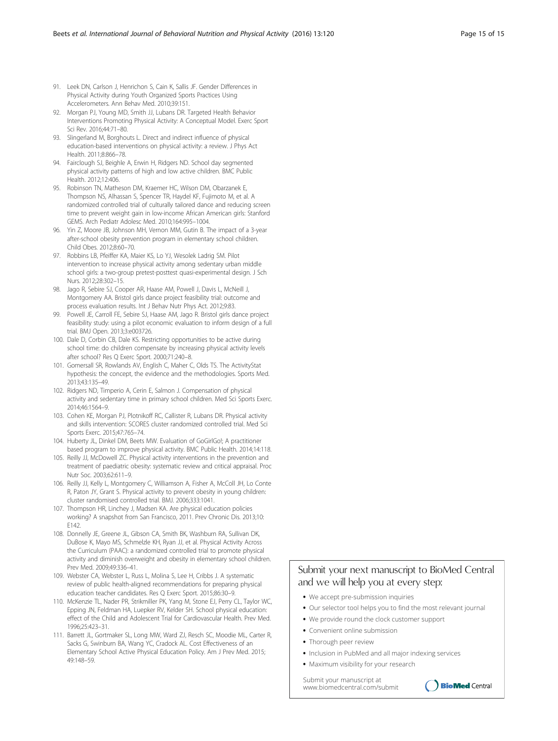91. Leek DN, Carlson J, Henrichon S, Cain K, Sallis JF. Gender Differences in Physical Activity during Youth Organized Sports Practices Using Accelerometers. Ann Behav Med. 2010;39:151.
92. Morgan PJ, Young MD, Smith JJ, Lubans DR. Targeted Health Behavior Interventions Promoting Physical Activity: A Conceptual Model. Exerc Sport Sci Rev. 2016;44:71–80.
93. Slingerland M, Borghouts L. Direct and indirect influence of physical education-based interventions on physical activity: a review. J Phys Act Health. 2011;8:866–78.
94. Fairclough SJ, Beighle A, Erwin H, Ridgers ND. School day segmented physical activity patterns of high and low active children. BMC Public Health. 2012;12:406.
95. Robinson TN, Matheson DM, Kraemer HC, Wilson DM, Obarzanek E, Thompson NS, Alhassan S, Spencer TR, Haydel KF, Fujimoto M, et al. A randomized controlled trial of culturally tailored dance and reducing screen time to prevent weight gain in low-income African American girls: Stanford GEMS. Arch Pediatr Adolesc Med. 2010;164:995–1004.
96. Yin Z, Moore JB, Johnson MH, Vernon MM, Gutin B. The impact of a 3-year after-school obesity prevention program in elementary school children. Child Obes. 2012;8:60–70.
97. Robbins LB, Pfeiffer KA, Maier KS, Lo YJ, Wesolek Ladrig SM. Pilot intervention to increase physical activity among sedentary urban middle school girls: a two-group pretest-posttest quasi-experimental design. J Sch Nurs. 2012;28:302–15.
98. Jago R, Sebire SJ, Cooper AR, Haase AM, Powell J, Davis L, McNeill J, Montgomery AA. Bristol girls dance project feasibility trial: outcome and process evaluation results. Int J Behav Nutr Phys Act. 2012;9:83.
99. Powell JE, Carroll FE, Sebire SJ, Haase AM, Jago R. Bristol girls dance project feasibility study: using a pilot economic evaluation to inform design of a full trial. BMJ Open. 2013;3:e003726.
100. Dale D, Corbin CB, Dale KS. Restricting opportunities to be active during school time: do children compensate by increasing physical activity levels after school? Res Q Exerc Sport. 2000;71:240–8.
101. Gomersall SR, Rowlands AV, English C, Maher C, Olds TS. The ActivityStat hypothesis: the concept, the evidence and the methodologies. Sports Med. 2013;43:135–49.
102. Ridgers ND, Timperio A, Cerin E, Salmon J. Compensation of physical activity and sedentary time in primary school children. Med Sci Sports Exerc. 2014;46:1564–9.
103. Cohen KE, Morgan PJ, Plotnikoff RC, Callister R, Lubans DR. Physical activity and skills intervention: SCORES cluster randomized controlled trial. Med Sci Sports Exerc. 2015;47:765–74.
104. Huberty JL, Dinkel DM, Beets MW. Evaluation of GoGirlGo!; A practitioner based program to improve physical activity. BMC Public Health. 2014;14:118.
105. Reilly JJ, McDowell ZC. Physical activity interventions in the prevention and treatment of paediatric obesity: systematic review and critical appraisal. Proc Nutr Soc. 2003;62:611–9.
106. Reilly JJ, Kelly L, Montgomery C, Williamson A, Fisher A, McColl JH, Lo Conte R, Paton JY, Grant S. Physical activity to prevent obesity in young children: cluster randomised controlled trial. BMJ. 2006;333:1041.
107. Thompson HR, Linchey J, Madsen KA. Are physical education policies working? A snapshot from San Francisco, 2011. Prev Chronic Dis. 2013;10: E142.
108. Donnelly JE, Greene JL, Gibson CA, Smith BK, Washburn RA, Sullivan DK, DuBose K, Mayo MS, Schmelzle KH, Ryan JJ, et al. Physical Activity Across the Curriculum (PAAC): a randomized controlled trial to promote physical activity and diminish overweight and obesity in elementary school children. Prev Med. 2009;49:336–41.
109. Webster CA, Webster L, Russ L, Molina S, Lee H, Cribbs J. A systematic review of public health-aligned recommendations for preparing physical education teacher candidates. Res Q Exerc Sport. 2015;86:30–9.
110. McKenzie TL, Nader PR, Strikmiller PK, Yang M, Stone EJ, Perry CL, Taylor WC, Epping JN, Feldman HA, Luepker RV, Kelder SH. School physical education: effect of the Child and Adolescent Trial for Cardiovascular Health. Prev Med. 1996;25:423–31.
111. Barrett JL, Gortmaker SL, Long MW, Ward ZJ, Resch SC, Moodie ML, Carter R, Sacks G, Swinburn BA, Wang YC, Cradock AL. Cost Effectiveness of an Elementary School Active Physical Education Policy. Am J Prev Med. 2015; 49:148–59.

Submit your next manuscript to BioMed Central and we will help you at every step:

- We accept pre-submission inquiries
- Our selector tool helps you to find the most relevant journal
- We provide round the clock customer support
- Convenient online submission
- Thorough peer review
- Inclusion in PubMed and all major indexing services
- Maximum visibility for your research

Submit your manuscript at www.biomedcentral.com/submit

BioMed Central